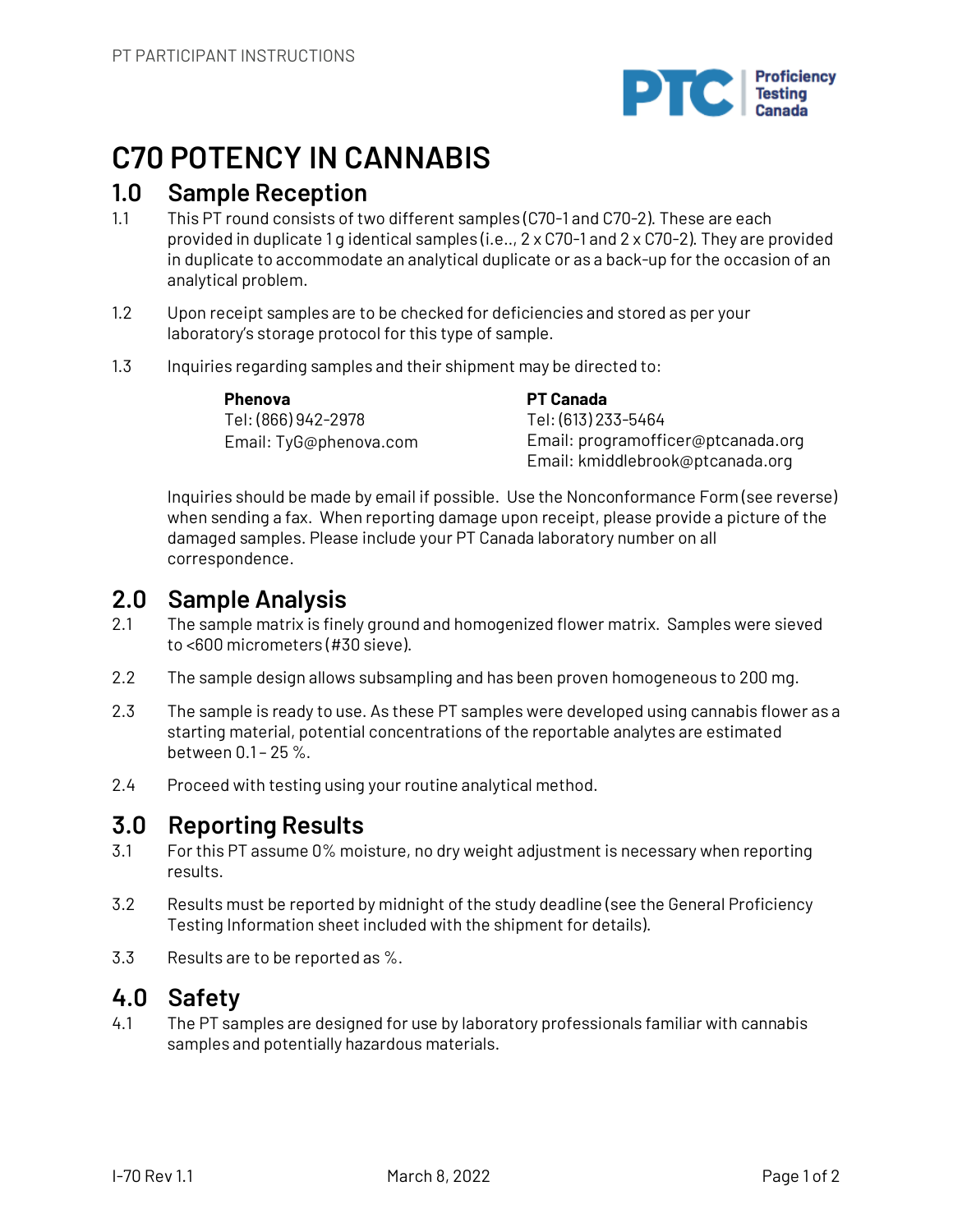# C70 POTENCY IN CANNABIS

## 1.0 Sample Reception

1.1 This PT round consists of two different samples (C70-1 and C70-2). These are each provided in duplicate 1 g identical samples (i.e.., 2 x C70-1 and 2 x C70-2). They are provided in duplicate to accommodate an analytical duplicate or as a back-up for the occasion of an analytical problem.

1.2 Upon receipt samples are to be checked for deficiencies and stored as per your laboratory's storage protocol for this type of sample.

1.3 Inquiries regarding samples and their shipment may be directed to:

**Phenova**
Tel: (866) 942-2978
Email: TyG@phenova.com

**PT Canada**
Tel: (613) 233-5464
Email: programofficer@ptcanada.org
Email: kmiddlebrook@ptcanada.org

Inquiries should be made by email if possible. Use the Nonconformance Form (see reverse) when sending a fax. When reporting damage upon receipt, please provide a picture of the damaged samples. Please include your PT Canada laboratory number on all correspondence.

## 2.0 Sample Analysis

2.1 The sample matrix is finely ground and homogenized flower matrix. Samples were sieved to <600 micrometers (#30 sieve).

2.2 The sample design allows subsampling and has been proven homogeneous to 200 mg.

2.3 The sample is ready to use. As these PT samples were developed using cannabis flower as a starting material, potential concentrations of the reportable analytes are estimated between 0.1 – 25 %.

2.4 Proceed with testing using your routine analytical method.

## 3.0 Reporting Results

3.1 For this PT assume 0% moisture, no dry weight adjustment is necessary when reporting results.

3.2 Results must be reported by midnight of the study deadline (see the General Proficiency Testing Information sheet included with the shipment for details).

3.3 Results are to be reported as %.

## 4.0 Safety

4.1 The PT samples are designed for use by laboratory professionals familiar with cannabis samples and potentially hazardous materials.

I-70 Rev 1.1 March 8, 2022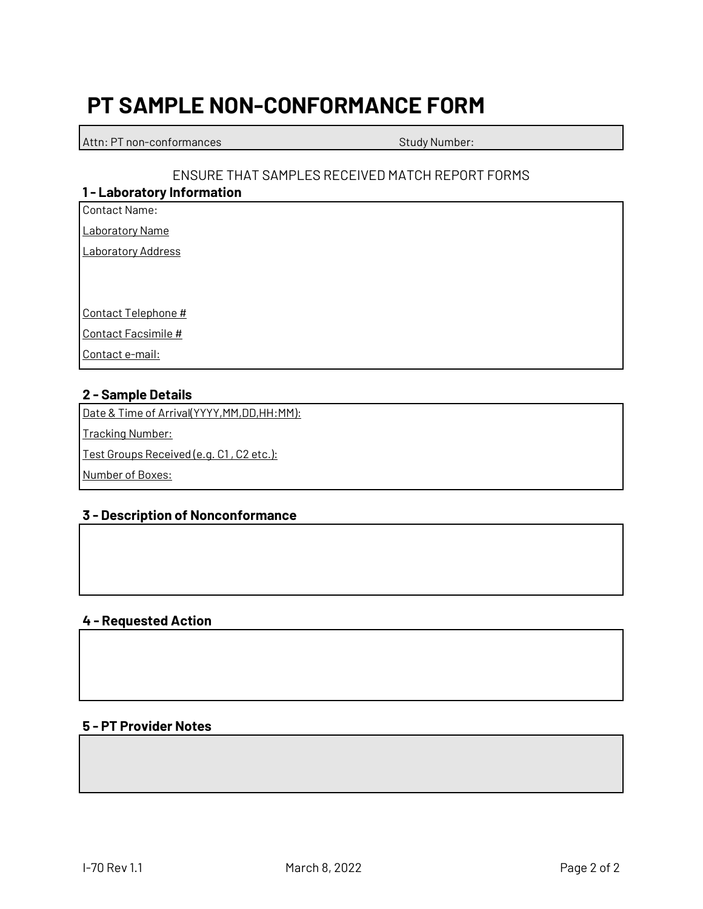# PT SAMPLE NON-CONFORMANCE FORM

Attn: PT non-conformances Study Number:

ENSURE THAT SAMPLES RECEIVED MATCH REPORT FORMS

## 1 - Laboratory Information

Contact Name:

Laboratory Name

Laboratory Address

Contact Telephone #

Contact Facsimile #

Contact e-mail:

## 2 - Sample Details

Date & Time of Arrival(YYYY,MM,DD,HH:MM):

Tracking Number:

Test Groups Received (e.g. C1 , C2 etc.):

Number of Boxes:

## 3 - Description of Nonconformance

## 4 - Requested Action

## 5 - PT Provider Notes

I-70 Rev 1.1 March 8, 2022